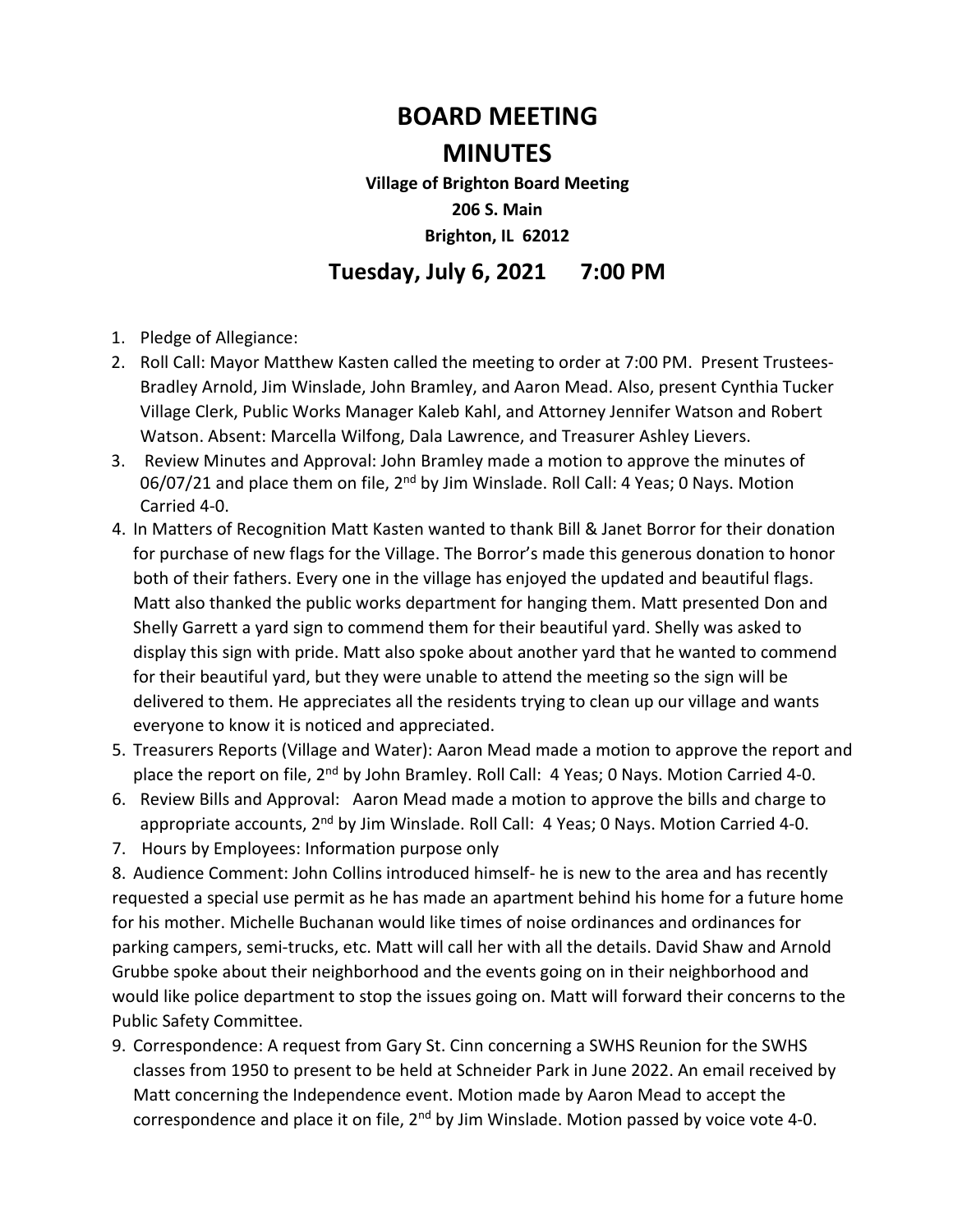# BOARD MEETING

# MINUTES

**Village of Brighton Board Meeting**

**206 S. Main**

**Brighton, IL 62012**

## Tuesday, July 6, 2021 7:00 PM

1. Pledge of Allegiance:
2. Roll Call: Mayor Matthew Kasten called the meeting to order at 7:00 PM. Present Trustees- Bradley Arnold, Jim Winslade, John Bramley, and Aaron Mead. Also, present Cynthia Tucker Village Clerk, Public Works Manager Kaleb Kahl, and Attorney Jennifer Watson and Robert Watson. Absent: Marcella Wilfong, Dala Lawrence, and Treasurer Ashley Lievers.
3. Review Minutes and Approval: John Bramley made a motion to approve the minutes of 06/07/21 and place them on file, 2nd by Jim Winslade. Roll Call: 4 Yeas; 0 Nays. Motion Carried 4-0.
4. In Matters of Recognition Matt Kasten wanted to thank Bill & Janet Borror for their donation for purchase of new flags for the Village. The Borror's made this generous donation to honor both of their fathers. Every one in the village has enjoyed the updated and beautiful flags. Matt also thanked the public works department for hanging them. Matt presented Don and Shelly Garrett a yard sign to commend them for their beautiful yard. Shelly was asked to display this sign with pride. Matt also spoke about another yard that he wanted to commend for their beautiful yard, but they were unable to attend the meeting so the sign will be delivered to them. He appreciates all the residents trying to clean up our village and wants everyone to know it is noticed and appreciated.
5. Treasurers Reports (Village and Water): Aaron Mead made a motion to approve the report and place the report on file, 2nd by John Bramley. Roll Call: 4 Yeas; 0 Nays. Motion Carried 4-0.
6. Review Bills and Approval: Aaron Mead made a motion to approve the bills and charge to appropriate accounts, 2nd by Jim Winslade. Roll Call: 4 Yeas; 0 Nays. Motion Carried 4-0.
7. Hours by Employees: Information purpose only

8. Audience Comment: John Collins introduced himself- he is new to the area and has recently requested a special use permit as he has made an apartment behind his home for a future home for his mother. Michelle Buchanan would like times of noise ordinances and ordinances for parking campers, semi-trucks, etc. Matt will call her with all the details. David Shaw and Arnold Grubbe spoke about their neighborhood and the events going on in their neighborhood and would like police department to stop the issues going on. Matt will forward their concerns to the Public Safety Committee.

9. Correspondence: A request from Gary St. Cinn concerning a SWHS Reunion for the SWHS classes from 1950 to present to be held at Schneider Park in June 2022. An email received by Matt concerning the Independence event. Motion made by Aaron Mead to accept the correspondence and place it on file, 2nd by Jim Winslade. Motion passed by voice vote 4-0.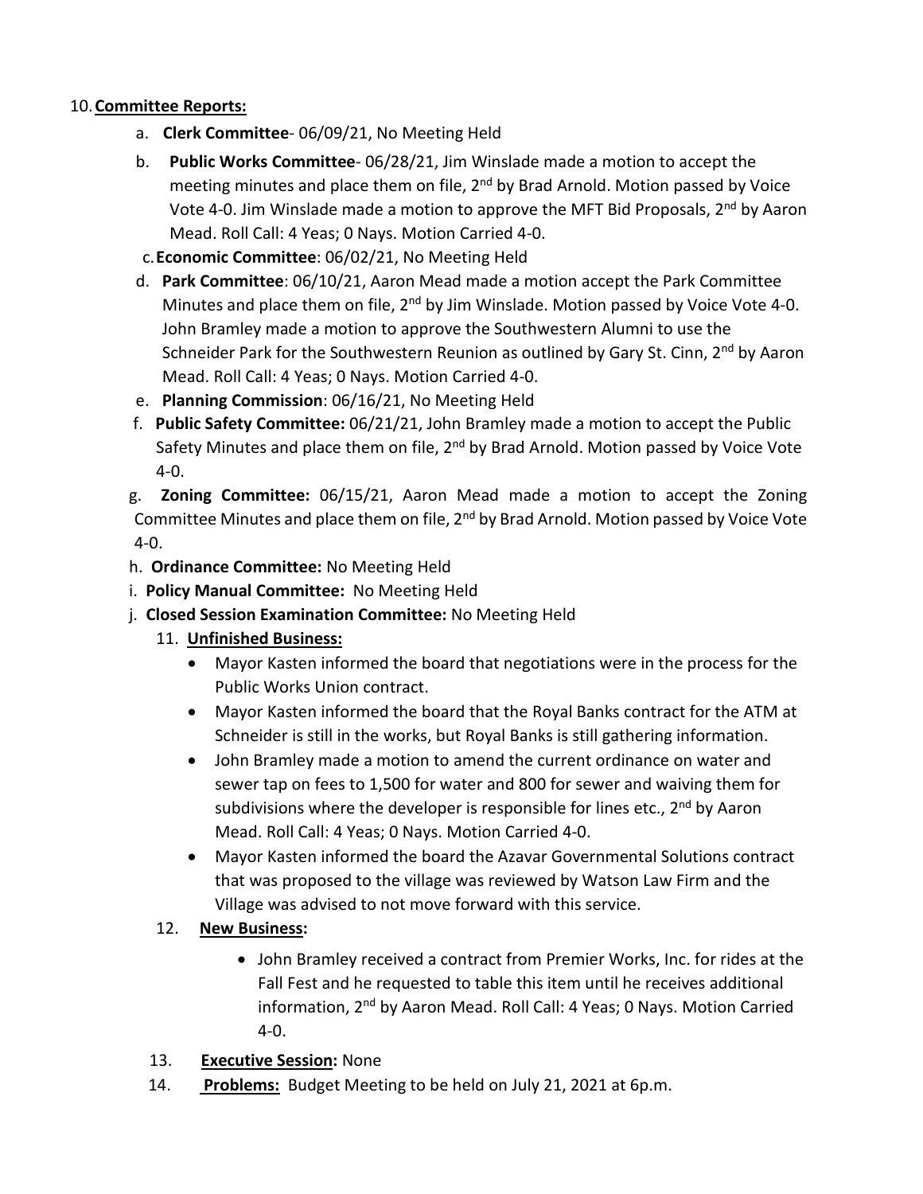10. **Committee Reports:**

   a. **Clerk Committee**- 06/09/21, No Meeting Held

   b. **Public Works Committee**- 06/28/21, Jim Winslade made a motion to accept the meeting minutes and place them on file, 2nd by Brad Arnold. Motion passed by Voice Vote 4-0. Jim Winslade made a motion to approve the MFT Bid Proposals, 2nd by Aaron Mead. Roll Call: 4 Yeas; 0 Nays. Motion Carried 4-0.

   c. **Economic Committee**: 06/02/21, No Meeting Held

   d. **Park Committee**: 06/10/21, Aaron Mead made a motion accept the Park Committee Minutes and place them on file, 2nd by Jim Winslade. Motion passed by Voice Vote 4-0. John Bramley made a motion to approve the Southwestern Alumni to use the Schneider Park for the Southwestern Reunion as outlined by Gary St. Cinn, 2nd by Aaron Mead. Roll Call: 4 Yeas; 0 Nays. Motion Carried 4-0.

   e. **Planning Commission**: 06/16/21, No Meeting Held

   f. **Public Safety Committee:** 06/21/21, John Bramley made a motion to accept the Public Safety Minutes and place them on file, 2nd by Brad Arnold. Motion passed by Voice Vote 4-0.

   g. **Zoning Committee:** 06/15/21, Aaron Mead made a motion to accept the Zoning Committee Minutes and place them on file, 2nd by Brad Arnold. Motion passed by Voice Vote 4-0.

   h. **Ordinance Committee:** No Meeting Held

   i. **Policy Manual Committee:** No Meeting Held

   j. **Closed Session Examination Committee:** No Meeting Held

11. **Unfinished Business:**
   - Mayor Kasten informed the board that negotiations were in the process for the Public Works Union contract.
   - Mayor Kasten informed the board that the Royal Banks contract for the ATM at Schneider is still in the works, but Royal Banks is still gathering information.
   - John Bramley made a motion to amend the current ordinance on water and sewer tap on fees to 1,500 for water and 800 for sewer and waiving them for subdivisions where the developer is responsible for lines etc., 2nd by Aaron Mead. Roll Call: 4 Yeas; 0 Nays. Motion Carried 4-0.
   - Mayor Kasten informed the board the Azavar Governmental Solutions contract that was proposed to the village was reviewed by Watson Law Firm and the Village was advised to not move forward with this service.

12. **New Business:**
   - John Bramley received a contract from Premier Works, Inc. for rides at the Fall Fest and he requested to table this item until he receives additional information, 2nd by Aaron Mead. Roll Call: 4 Yeas; 0 Nays. Motion Carried 4-0.

13. **Executive Session:** None

14. **Problems:** Budget Meeting to be held on July 21, 2021 at 6p.m.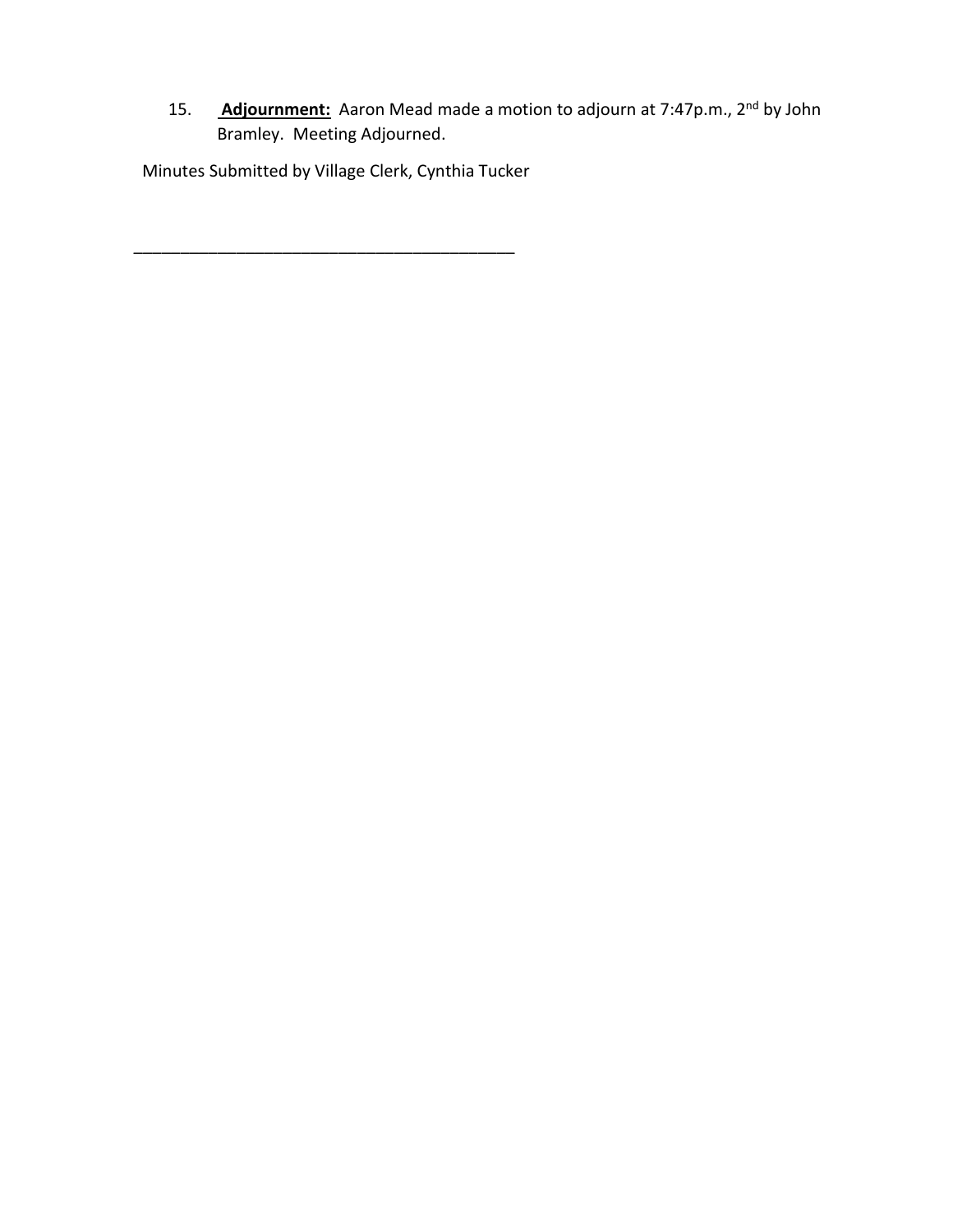15. **Adjournment:** Aaron Mead made a motion to adjourn at 7:47p.m., 2nd by John Bramley. Meeting Adjourned.

Minutes Submitted by Village Clerk, Cynthia Tucker

\_\_\_\_\_\_\_\_\_\_\_\_\_\_\_\_\_\_\_\_\_\_\_\_\_\_\_\_\_\_\_\_\_\_\_\_\_\_\_\_\_\_